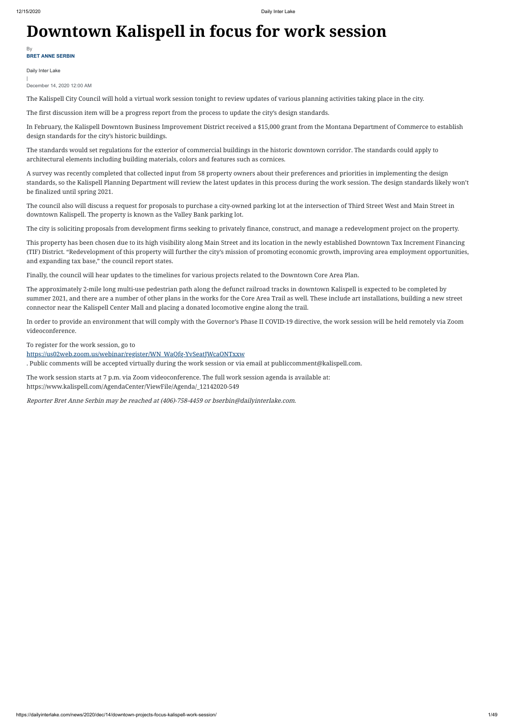# Downtown Kalispell in focus for work session

By

**BRET ANNE SERBIN**

Daily Inter Lake

|

December 14, 2020 12:00 AM

The Kalispell City Council will hold a virtual work session tonight to review updates of various planning activities taking place in the city.

The first discussion item will be a progress report from the process to update the city's design standards.

In February, the Kalispell Downtown Business Improvement District received a $15,000 grant from the Montana Department of Commerce to establish design standards for the city's historic buildings.

The standards would set regulations for the exterior of commercial buildings in the historic downtown corridor. The standards could apply to architectural elements including building materials, colors and features such as cornices.

A survey was recently completed that collected input from 58 property owners about their preferences and priorities in implementing the design standards, so the Kalispell Planning Department will review the latest updates in this process during the work session. The design standards likely won't be finalized until spring 2021.

The council also will discuss a request for proposals to purchase a city-owned parking lot at the intersection of Third Street West and Main Street in downtown Kalispell. The property is known as the Valley Bank parking lot.

The city is soliciting proposals from development firms seeking to privately finance, construct, and manage a redevelopment project on the property.

This property has been chosen due to its high visibility along Main Street and its location in the newly established Downtown Tax Increment Financing (TIF) District. "Redevelopment of this property will further the city's mission of promoting economic growth, improving area employment opportunities, and expanding tax base," the council report states.

Finally, the council will hear updates to the timelines for various projects related to the Downtown Core Area Plan.

The approximately 2-mile long multi-use pedestrian path along the defunct railroad tracks in downtown Kalispell is expected to be completed by summer 2021, and there are a number of other plans in the works for the Core Area Trail as well. These include art installations, building a new street connector near the Kalispell Center Mall and placing a donated locomotive engine along the trail.

In order to provide an environment that will comply with the Governor's Phase II COVID-19 directive, the work session will be held remotely via Zoom videoconference.

To register for the work session, go to [https://us02web.zoom.us/webinar/register/WN_WaQfg-YvSeatJWcaONTxxw](https://us02web.zoom.us/webinar/register/WN_WaQfg-YvSeatJWcaONTxxw). Public comments will be accepted virtually during the work session or via email at publiccomment@kalispell.com.

The work session starts at 7 p.m. via Zoom videoconference. The full work session agenda is available at: https://www.kalispell.com/AgendaCenter/ViewFile/Agenda/_12142020-549

*Reporter Bret Anne Serbin may be reached at (406)-758-4459 or bserbin@dailyinterlake.com.*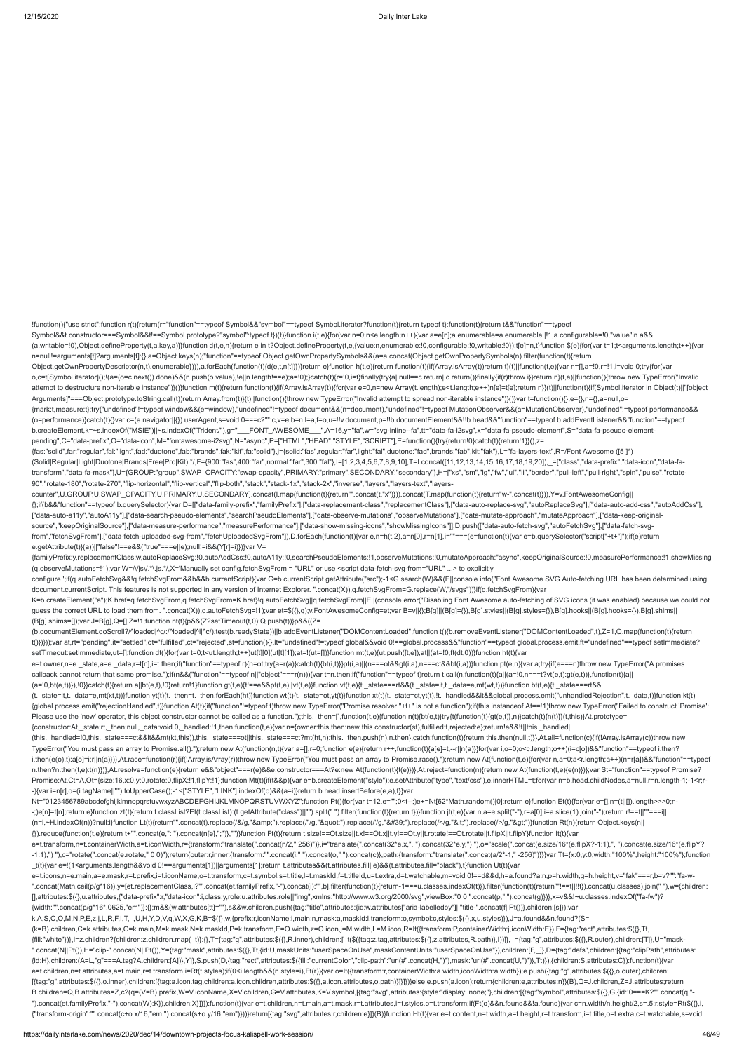```
!function(){"use strict";function r(t){return(r="function"==typeof Symbol&&"symbol"==typeof Symbol.iterator?function(t){return typeof t}:function(t){return t&&"function"==typeof
Symbol&&t.constructor===Symbol&&t!==Symbol.prototype?"symbol":typeof t})(t)}function i(t,e){for(var n=0;n<e.length;n++){var a=e[n];a.enumerable=a.enumerable||!1,a.configurable=!0,"value"in a&&
(a.writable=!0),Object.defineProperty(t,a.key,a)}}function d(t,e,n){return e in t?Object.defineProperty(t,e,{value:n,enumerable:!0,configurable:!0,writable:!0}):t[e]=n,t}function $(e){for(var t=1;t<arguments.length;t++){var
n=null!=arguments[t]?arguments[t]:{},a=Object.keys(n);"function"==typeof Object.getOwnPropertySymbols&&(a=a.concat(Object.getOwnPropertySymbols(n).filter(function(t){return
Object.getOwnPropertyDescriptor(n,t).enumerable}))),a.forEach(function(t){d(e,t,n[t])})}return e}function h(t,e){return function(t){if(Array.isArray(t))return t}(t)||function(t,e){var n=[],a=!0,r=!1,i=void 0;try{for(var
o,c=t[Symbol.iterator]();!(a=(o=c.next()).done)&&(n.push(o.value),!e||n.length!==e);a=!0);}catch(t){r=!0,i=t}finally{try{a||null==c.return||c.return()}finally{if(r)throw i}}return n}(t,e)||function(){throw new TypeError("Invalid
attempt to destructure non-iterable instance")}()}function m(t){return function(t){if(Array.isArray(t)){for(var e=0,n=new Array(t.length);e<t.length;e++)n[e]=t[e];return n}}(t)||function(t){if(Symbol.iterator in Object(t)||"[object
Arguments]"===Object.prototype.toString.call(t))return Array.from(t)}(t)||function(){throw new TypeError("Invalid attempt to spread non-iterable instance")}()}var t=function(){},e={},n={},a=null,o=
{mark:t,measure:t};try{"undefined"!=typeof window&&(e=window),"undefined"!=typeof document&&(n=document),"undefined"!=typeof MutationObserver&&(a=MutationObserver),"undefined"!=typeof performance&&
(o=performance)}catch(t){}var c=(e.navigator||{}).userAgent,s=void 0===c?"":c,v=e,b=n,l=a,f=o,u=!!v.document,p=!!b.documentElement&&!!b.head&&"function"==typeof b.addEventListener&&"function"==typeof
b.createElement,k=~s.indexOf("MSIE")||~s.indexOf("Trident/"),g="___FONT_AWESOME___",A=16,y="fa",w="svg-inline--fa",tt="data-fa-i2svg",x="data-fa-pseudo-element",S="data-fa-pseudo-element-
pending",C="data-prefix",O="data-icon",M="fontawesome-i2svg",N="async",P=["HTML","HEAD","STYLE","SCRIPT"],E=function(){try{return!0}catch(t){return!1}}(),z=
{fas:"solid",far:"regular",fal:"light",fad:"duotone",fab:"brands",fak:"kit",fa:"solid"},j={solid:"fas",regular:"far",light:"fal",duotone:"fad",brands:"fab",kit:"fak"},L="fa-layers-text",R=/Font Awesome ([5 ]*)
(Solid|Regular|Light|Duotone|Brands|Free|Pro|Kit).*/,F={900:"fas",400:"far",normal:"far",300:"fal"},I=[1,2,3,4,5,6,7,8,9,10],T=I.concat([11,12,13,14,15,16,17,18,19,20]),_=["class","data-prefix","data-icon","data-fa-
transform","data-fa-mask"],U={GROUP:"group",SWAP_OPACITY:"swap-opacity",PRIMARY:"primary",SECONDARY:"secondary"},H=["xs","sm","lg","fw","ul","li","border","pull-left","pull-right","spin","pulse","rotate-
90","rotate-180","rotate-270","flip-horizontal","flip-vertical","flip-both","stack","stack-1x","stack-2x","inverse","layers","layers-text","layers-
counter",U.GROUP,U.SWAP_OPACITY,U.PRIMARY,U.SECONDARY].concat(I.map(function(t){return"".concat(t,"x")})).concat(T.map(function(t){return"w-".concat(t)})),Y=v.FontAwesomeConfig||
{};if(b&&"function"==typeof b.querySelector){var D=[["data-family-prefix","familyPrefix"],["data-replacement-class","replacementClass"],["data-auto-replace-svg","autoReplaceSvg"],["data-auto-add-css","autoAddCss"],
["data-auto-a11y","autoA11y"],["data-search-pseudo-elements","searchPseudoElements"],["data-observe-mutations","observeMutations"],["data-mutate-approach","mutateApproach"],["data-keep-original-
source","keepOriginalSource"],["data-measure-performance","measurePerformance"],["data-show-missing-icons","showMissingIcons"]];D.push(["data-auto-fetch-svg","autoFetchSvg"],["data-fetch-svg-
from","fetchSvgFrom"],["data-fetch-uploaded-svg-from","fetchUploadedSvgFrom"]),D.forEach(function(t){var e,n=h(t,2),a=n[0],r=n[1],i=""===(e=function(t){var e=b.querySelector("script["+t+"]");if(e)return
e.getAttribute(t)}(a))||"false"!==e&&("true"===e||e);null!=i&&(Y[r]=i)})}var V=
{familyPrefix:y,replacementClass:w,autoReplaceSvg:!0,autoAddCss:!0,autoA11y:!0,searchPseudoElements:!1,observeMutations:!0,mutateApproach:"async",keepOriginalSource:!0,measurePerformance:!1,showMissing
(q.observeMutations=!1);var W=/\/js\/.*\.js.*/,X='Manually set config.fetchSvgFrom = "URL" or use <script data-fetch-svg-from="URL" ...> to explicitly
configure.';if(q.autoFetchSvg&&!q.fetchSvgFrom&&b&&b.currentScript){var G=b.currentScript.getAttribute("src");-1<G.search(W)&&(E||console.info("Font Awesome SVG Auto-fetching URL has been determined using
document.currentScript. This features is not supported in any version of Internet Explorer. ".concat(X)),q.fetchSvgFrom=G.replace(W,"/svgs"))}if(q.fetchSvgFrom){var
K=b.createElement("a");K.href=q.fetchSvgFrom,q.fetchSvgFrom=K.href}!q.autoFetchSvg||q.fetchSvgFrom||E||(console.error("Disabling Font Awesome auto-fetching of SVG icons (it was enabled) because we could not
guess the correct URL to load them from. ".concat(X)),q.autoFetchSvg=!1);var et=$({},q);v.FontAwesomeConfig=et;var B=v||{};B[g]||(B[g]={}),B[g].styles||(B[g].styles={}),B[g].hooks||(B[g].hooks={}),B[g].shims||
(B[g].shims=[]);var J=B[g],Q=[],Z=!1;function nt(t){p&&(Z?setTimeout(t,0):Q.push(t))}p&&((Z=
(b.documentElement.doScroll?/^loaded|^c/:/^loaded|^i|^c/).test(b.readyState))||b.addEventListener("DOMContentLoaded",function t(){b.removeEventListener("DOMContentLoaded",t),Z=1,Q.map(function(t){return
t()})}));var at,rt="pending",it="settled",ot="fulfilled",ct="rejected",st=function(){},lt="undefined"!=typeof global&&void 0!==global.process&&"function"==typeof global.process.emit,ft="undefined"==typeof setImmediate?
setTimeout:setImmediate,ut=[];function dt(){for(var t=0;t<ut.length;t++)ut[t][0](ut[t][1]);at=!(ut=[])}function mt(t,e){ut.push([t,e]),at||(at=!0,ft(dt,0))}function ht(t){var
e=t.owner,n=e._state,a=e._data,r=t[n],i=t.then;if("function"==typeof r){n=ot;try{a=r(a)}catch(t){bt(i,t)}}pt(i,a)||(n===ot&&gt(i,a),n===ct&&bt(i,a))}function pt(e,n){var a;try{if(e===n)throw new TypeError("A promises
callback cannot return that same promise.");if(n&&("function"==typeof n||"object"===r(n))){var t=n.then;if("function"==typeof t)return t.call(n,function(t){a||(a=!0,n===t?vt(e,t):gt(e,t))},function(t){a||
(a=!0,bt(e,t))}),!0}}catch(t){return a||bt(e,t),!0}return!1}function gt(t,e){t!==e&&pt(t,e)||vt(t,e)}function vt(t,e){t._state===rt&&(t._state=it,t._data=e,mt(wt,t))}function bt(t,e){t._state===rt&&
(t._state=it,t._data=e,mt(xt,t))}function yt(t){t._then=t._then.forEach(ht)}function wt(t){t._state=ot,yt(t)}function xt(t){t._state=ct,yt(t),!t._handled&&lt&&global.process.emit("unhandledRejection",t._data,t)}function kt(t)
{global.process.emit("rejectionHandled",t)}function At(t){if("function"!=typeof t)throw new TypeError("Promise resolver "+t+" is not a function");if(this instanceof At==!1)throw new TypeError("Failed to construct 'Promise':
Please use the 'new' operator, this object constructor cannot be called as a function.");this._then=[],function(e,t){function n(t){bt(e,t)}try{t(function(t){gt(e,t)},n)}catch(t){n(t)}}(this,t)}At.prototype=
{constructor:At,_state:rt,_then:null,_data:void 0,_handled:!1,then:function(t,e){var n={owner:this,then:new this.constructor(st),fulfilled:t,rejected:e};return!e&&!t||this._handled||
(this._handled=!0,this._state===ct&&lt&&mt(kt,this)),this._state===ot||this._state===ct?mt(ht,n):this._then.push(n),n.then},catch:function(t){return this.then(null,t)}},At.all=function(c){if(!Array.isArray(c))throw new
TypeError("You must pass an array to Promise.all().");return new At(function(n,t){var a=[],r=0;function e(e){return r++,function(t){a[e]=t,--r||n(a)}}for(var i,o=0;o<c.length;o++)(i=c[o])&&"function"==typeof i.then?
i.then(e(o),t):a[o]=i;r||n(a)})},At.race=function(r){if(!Array.isArray(r))throw new TypeError("You must pass an array to Promise.race().");return new At(function(t,e){for(var n,a=0;a<r.length;a++)(n=r[a])&&"function"==typeof
n.then?n.then(t,e):t(n)})},At.resolve=function(e){return e&&"object"===r(e)&&e.constructor===At?e:new At(function(t){t(e)})},At.reject=function(n){return new At(function(t,e){e(n)})};var St="function"==typeof Promise?
Promise:At,Ct=A,Ot={size:16,x:0,y:0,rotate:0,flipX:!1,flipY:!1};function Mt(t){if(t&&p){var e=b.createElement("style");e.setAttribute("type","text/css"),e.innerHTML=t;for(var n=b.head.childNodes,a=null,r=n.length-1;-1<r;r-
-){var i=n[r],o=(i.tagName||"").toUpperCase();-1<["STYLE","LINK"].indexOf(o)&&(a=i)}return b.head.insertBefore(e,a),t}}var
Nt="0123456789abcdefghijklmnopqrstuvwxyzABCDEFGHIJKLMNOPQRSTUVWXYZ";function Pt(){for(var t=12,e="";0<t--;)e+=Nt[62*Math.random()|0];return e}function Et(t){for(var e=[],n=(t||[]).length>>>0;n-
-;)e[n]=t[n];return e}function zt(t){return t.classList?Et(t.classList):(t.getAttribute("class")||"").split(" ").filter(function(t){return t})}function jt(t,e){var n,a=e.split("-"),r=a[0],i=a.slice(1).join("-");return r!==t||""===i||
(n=i,~H.indexOf(n))?null:i}function Lt(t){return"".concat(t).replace(/&/g,"&amp;").replace(/"/g,"&quot;").replace(/'/g,"&#39;").replace(/</g,"&lt;").replace(/>/g,"&gt;")}function Rt(n){return Object.keys(n||
{}).reduce(function(t,e){return t+"".concat(e,": ").concat(n[e],";")},"")}function Ft(t){return t.size!==Ot.size||t.x!==Ot.x||t.y!==Ot.y||t.rotate!==Ot.rotate||t.flipX||t.flipY}function It(t){var
e=t.transform,n=t.containerWidth,a=t.iconWidth,r={transform:"translate(".concat(n/2," 256)")},i="translate(".concat(32*e.x,", ").concat(32*e.y,") "),o="scale(".concat(e.size/16*(e.flipX?-1:1),", ").concat(e.size/16*(e.flipY?
-1:1),") "),c="rotate(".concat(e.rotate," 0 0)");return{outer:r,inner:{transform:"".concat(i," ").concat(o," ").concat(c)},path:{transform:"translate(".concat(a/2*-1," -256)")}}}var Tt={x:0,y:0,width:"100%",height:"100%"};function
_t(t){var e=!(1<arguments.length&&void 0!==arguments[1])||arguments[1];return t.attributes&&(t.attributes.fill||e)&&(t.attributes.fill="black"),t}function Ut(t){var
e=t.icons,n=e.main,a=e.mask,r=t.prefix,i=t.iconName,o=t.transform,c=t.symbol,s=t.title,l=t.maskId,f=t.titleId,u=t.extra,d=t.watchable,m=void 0!==d&&d,h=a.found?a:n,p=h.width,g=h.height,v="fak"===r,b=v?"":"fa-w-
".concat(Math.ceil(p/g*16)),y=[et.replacementClass,i?"".concat(et.familyPrefix,"-").concat(i):"",b].filter(function(t){return-1===u.classes.indexOf(t)}).filter(function(t){return""!==t||!!t}).concat(u.classes).join(" "),w={children:
[],attributes:$({},u.attributes,{"data-prefix":r,"data-icon":i,class:y,role:u.attributes.role||"img",xmlns:"http://www.w3.org/2000/svg",viewBox:"0 0 ".concat(p," ").concat(g)})},x=v&&!~u.classes.indexOf("fa-fw")?
{width:"".concat(p/g*16*.0625,"em")}:{};m&&(w.attributes[tt]=""),s&&w.children.push({tag:"title",attributes:{id:w.attributes["aria-labelledby"]||"title-".concat(f||Pt())},children:[s]});var
k,A,S,C,O,M,N,P,E,z,j,L,R,F,I,T,_,U,H,Y,D,V,q,W,X,G,K,B=$({},w,{prefix:r,iconName:i,main:n,mask:a,maskId:l,transform:o,symbol:c,styles:$({},x,u.styles)}),J=a.found&&n.found?(S=
(k=B).children,C=k.attributes,O=k.main,M=k.mask,N=k.maskId,P=k.transform,E=O.width,z=O.icon,j=M.width,L=M.icon,R=It({transform:P,containerWidth:j,iconWidth:E}),F={tag:"rect",attributes:$({},Tt,
{fill:"white"})},I=z.children?{children:z.children.map(_t)}:{},T={tag:"g",attributes:$({},R.inner),children:[_t($({tag:z.tag,attributes:$({},z.attributes,R.path)},I))]},_={tag:"g",attributes:$({},R.outer),children:[T]},U="mask-
".concat(N||Pt()),H="clip-".concat(N||Pt()),Y={tag:"mask",attributes:$({},Tt,{id:U,maskUnits:"userSpaceOnUse",maskContentUnits:"userSpaceOnUse"}),children:[F,_]},D={tag:"defs",children:[{tag:"clipPath",attributes:
{id:H},children:(A=L,"g"===A.tag?A.children:[A])},Y]},S.push(D,{tag:"rect",attributes:$({fill:"currentColor","clip-path":"url(#".concat(H,")"),mask:"url(#".concat(U,")")},Tt)}),{children:S,attributes:C}):function(t){var
e=t.children,n=t.attributes,a=t.main,r=t.transform,i=Rt(t.styles);if(0<i.length&&(n.style=i),Ft(r)){var o=It({transform:r,containerWidth:a.width,iconWidth:a.width});e.push({tag:"g",attributes:$({},o.outer),children:
[{tag:"g",attributes:$({},o.inner),children:[{tag:a.icon.tag,children:a.icon.children,attributes:$({},a.icon.attributes,o.path)}]}]})}else e.push(a.icon);return{children:e,attributes:n}}(B),Q=J.children,Z=J.attributes;return
B.children=Q,B.attributes=Z,c?(q=(V=B).prefix,W=V.iconName,X=V.children,G=V.attributes,K=V.symbol,[{tag:"svg",attributes:{style:"display: none;"},children:[{tag:"symbol",attributes:$({},G,{id:!0===K?"".concat(q,"-
").concat(et.familyPrefix,"-").concat(W):K}),children:X}]}]):function(t){var e=t.children,n=t.main,a=t.mask,r=t.attributes,i=t.styles,o=t.transform;if(Ft(o)&&n.found&&!a.found){var c=n.width/n.height/2,s=.5;r.style=Rt($({},i,
{"transform-origin":"".concat(c+o.x/16,"em ").concat(s+o.y/16,"em")}))}return[{tag:"svg",attributes:r,children:e}]}(B)}function Ht(t){var e=t.content,n=t.width,a=t.height,r=t.transform,i=t.title,o=t.extra,c=t.watchable,s=void
```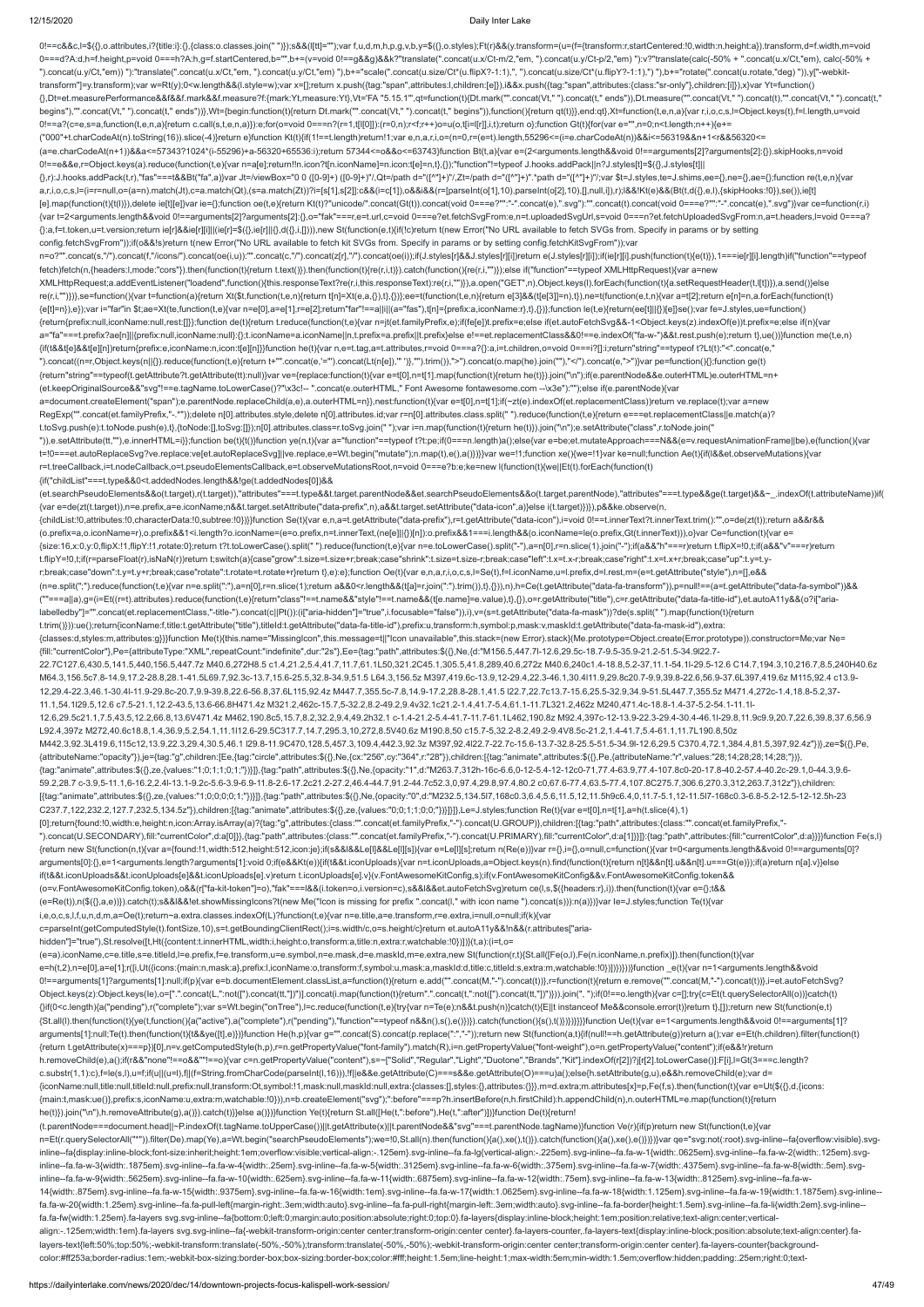```
0!==c&&c,l=${{},o.attributes,i?{title:i}:{},{class:o.classes.join(" ")}};s&&(l[tt]="");var f,u,d,m,h,p,g,v,b,y=$({},o.styles);Ft(r)&&(y.transform=(u=(f={transform:r,startCentered:!0,width:n,height:a}).transform,d=f.width,m=void 0===d?A:d,h=f.height,p=void 0===h?A:h,g=f.startCentered,b="",b+=(v=void 0!==g&&g)&&k?"translate(".concat(u.x/Ct-m/2,"em, ").concat(u.y/Ct-p/2,"em) "):v?"translate(calc(-50% + ".concat(u.x/Ct,"em), calc(-50% + ").concat(u.y/Ct,"em)) "):"translate(".concat(u.x/Ct,"em, ").concat(u.y/Ct,"em) "),b+="scale(".concat(u.size/Ct*(u.flipX?-1:1),", ").concat(u.size/Ct*(u.flipY?-1:1),") "),b+="rotate(".concat(u.rotate,"deg) ")),y["-webkit-transform"]=y.transform);var w=Rt(y);0<w.length&&(l.style=w);var x=[];return x.push({tag:"span",attributes:l,children:[e]}),i&&x.push({tag:"span",attributes:{class:"sr-only"},children:[i]}),x}var Yt=function(){},Dt=et.measurePerformance&&f&&f.mark&&f.measure?f:{mark:Yt,measure:Yt},Vt='FA "5.15.1"',qt=function(t){Dt.mark("".concat(Vt," ").concat(t," ends")),Dt.measure("".concat(Vt," ").concat(t),"".concat(Vt," ").concat(t," begins"),"".concat(Vt," ").concat(t," ends"))},Wt={begin:function(t){return Dt.mark("".concat(Vt," ").concat(t," begins")),function(){return qt(t)}},end:qt},Xt=function(t,e,n,a){var r,i,o,c,s,l=Object.keys(t),f=l.length,u=void 0!==a?(c=e,s=a,function(t,e,n,a){return c.call(s,t,e,n,a)}):e;for(o=void 0===n?(r=1,t[l[0]]):(r=0,n);r<f;r++)o=u(o,t[i=l[r]],i,t);return o};function Gt(t){for(var e="",n=0;n<t.length;n++){e+=("000"+t.charCodeAt(n).toString(16)).slice(-4)}return e}function Kt(t){if(1!==t.length)return!1;var e,n,a,r,i,o=(n=0,r=(e=t).length,55296<=(i=e.charCodeAt(n))&&i<=56319&&n+1<r&&56320<=(a=e.charCodeAt(n+1))&&a<=57343?1024*(i-55296)+a-56320+65536:i);return 57344<=o&&o<=63743}function Bt(t,a){var e=(2<arguments.length&&void 0!==arguments[2]?arguments[2]:{}).skipHooks,n=void 0!==e&&e,r=Object.keys(a).reduce(function(t,e){var n=a[e];return!!n.icon?t[n.iconName]=n.icon:t[e]=n,t},{});"function"!=typeof J.hooks.addPack||n?J.styles[t]=${{},J.styles[t]||{},r}:J.hooks.addPack(t,r),"fas"===t&&Bt("fa",a)}var Jt=/viewBox="0 0 ([0-9]+) ([0-9]+)"/,Qt=/path d="([^"]+)"/,Zt=/path d="([^"]+)".*path d="([^"]+)"/;var $t=J.styles,te=J.shims,ee={},ne={},ae={};function re(t,e,n){var a,r,i,o,c,s,l=(i=r=null,o=(a=n).match(Jt),c=a.match(Zt),(s=a.match(Qt))?i=[s[1],s[2]]:c&&(i=c[1]),o&&i&&(r=[parseInt(o[1],10),parseInt(o[2],10),[],null,i]),r);l&&!Kt(e)&&(Bt(t,d({},e,l),{skipHooks:!0}),se()),ie[t][e].map(function(t){t(l)}),delete ie[t][e]}var ie={};function oe(t,e){return Kt(t)?"unicode/".concat(Gt(t)).concat(void 0===e?"":"-".concat(e),".svg"):"".concat(t).concat(void 0===e?"":"-".concat(e),".svg")}var ce=function(r,i){var t=2<arguments.length&&void 0!==arguments[2]?arguments[2]:{},o="fak"===r,e=t.url,c=void 0===e?et.fetchSvgFrom:e,n=t.uploadedSvgUrl,s=void 0===n?et.fetchUploadedSvgFrom:n,a=t.headers,l=void 0===a?{}:a,f=t.token,u=t.version;return ie[r]&&ie[r][i]||(ie[r]=${{},ie[r]||{},d({},i,[])}),new St(function(e,t){if(!c)return t(new Error("No URL available to fetch SVGs from. Specify in params or by setting config.fetchSvgFrom"));if(o&&!s)return t(new Error("No URL available to fetch kit SVGs from. Specify in params or by setting config.fetchKitSvgFrom"));var n=o?"".concat(s,"/").concat(f,"/icons/").concat(oe(i,u)):"".concat(c,"/").concat(z[r],"/").concat(oe(i));if(J.styles[r]&&J.styles[r][i])return e(J.styles[r][i]);if(ie[r][i].push(function(t){e(t)}),1===ie[r][i].length)if("function"==typeof fetch)fetch(n,{headers:l,mode:"cors"}).then(function(t){return t.text()}).then(function(t){re(r,i,t)}).catch(function(){re(r,i,"")});else if("function"==typeof XMLHttpRequest){var a=new XMLHttpRequest;a.addEventListener("loadend",function(){this.responseText?re(r,i,this.responseText):re(r,i,"")}),a.open("GET",n),Object.keys(l).forEach(function(t){a.setRequestHeader(t,l[t])}),a.send()}else re(r,i,"")})},se=function(){var t=function(a){return Xt($t,function(t,e,n){return t[n]=Xt(e,a,{}),t},{})};ee=t(function(t,e,n){return e[3]&&(t[e[3]]=n),t}),ne=t(function(e,t,n){var a=t[2];return e[n]=n,a.forEach(function(t){e[t]=n}),e});var i="far"in $t;ae=Xt(te,function(t,e){var n=e[0],a=e[1],r=e[2];return"far"!==a||i||(a="fas"),t[n]={prefix:a,iconName:r},t},{})};function le(t,e){return(ee[t]||{})[e]}se();var fe=J.styles,ue=function(){return{prefix:null,iconName:null,rest:[]}};function de(t){return t.reduce(function(t,e){var n=jt(et.familyPrefix,e);if(fe[e])t.prefix=e;else if(et.autoFetchSvg&&-1<Object.keys(z).indexOf(e))t.prefix=e;else if(n){var a="fa"===t.prefix?ae[n]||{prefix:null,iconName:null}:{};t.iconName=a.iconName||n,t.prefix=a.prefix||t.prefix}else e!==et.replacementClass&&0!==e.indexOf("fa-w-")&&t.rest.push(e);return t},ue())}function me(t,e,n){if(t&&t[e]&&t[e][n])return{prefix:e,iconName:n,icon:t[e][n]}}function he(t){var n,e=t.tag,a=t.attributes,r=void 0===a?{}:a,i=t.children,o=void 0===i?[]:i;return"string"==typeof t?Lt(t):"<".concat(e," ").concat((n=r,Object.keys(n||{}).reduce(function(t,e){return t+"".concat(e,'="').concat(Lt(n[e]),'" ')},"").trim()),">").concat(o.map(he).join(""),"</").concat(e,">")}var pe=function(){};function ge(t){return"string"==typeof(t.getAttribute?t.getAttribute(tt):null)}var ve={replace:function(t){var e=t[0],n=t[1].map(function(t){return he(t)}).join("\n");if(e.parentNode&&e.outerHTML)e.outerHTML=n+(et.keepOriginalSource&&"svg"!==e.tagName.toLowerCase()?"\x3c!-- ".concat(e.outerHTML," Font Awesome fontawesome.com --\x3e"):"");else if(e.parentNode){var a=document.createElement("span");e.parentNode.replaceChild(a,e),a.outerHTML=n}},nest:function(t){var e=t[0],n=t[1];if(~zt(e).indexOf(et.replacementClass))return ve.replace(t);var a=new RegExp("".concat(et.familyPrefix,"-.*"));delete n[0].attributes.style,delete n[0].attributes.id;var r=n[0].attributes.class.split(" ").reduce(function(t,e){return e===et.replacementClass||e.match(a)?t.toSvg.push(e):t.toNode.push(e),t},{toNode:[],toSvg:[]});n[0].attributes.class=r.toSvg.join(" ");var i=n.map(function(t){return he(t)}).join("\n");e.setAttribute("class",r.toNode.join(" ")),e.setAttribute(tt,""),e.innerHTML=i}};function be(t){t()}function ye(n,t){var a="function"==typeof t?t:pe;if(0===n.length)a();else{var e=be;et.mutateApproach===N&&(e=v.requestAnimationFrame||be),e(function(){var t=!0===et.autoReplaceSvg?ve.replace:ve[et.autoReplaceSvg]||ve.replace,e=Wt.begin("mutate");n.map(t),e(),a()})}}var we=!1;function xe(){we=!1}var ke=null;function Ae(t){if(l&&et.observeMutations){var r=t.treeCallback,i=t.nodeCallback,o=t.pseudoElementsCallback,e=t.observeMutationsRoot,n=void 0===e?b:e;ke=new l(function(t){we||Et(t).forEach(function(t){if("childList"===t.type&&0<t.addedNodes.length&&!ge(t.addedNodes[0])&&(et.searchPseudoElements&&o(t.target),r(t.target)),"attributes"===t.type&&t.target.parentNode&&et.searchPseudoElements&&o(t.target.parentNode),"attributes"===t.type&&ge(t.target)&&~_.indexOf(t.attributeName))if("class"===t.attributeName){var e=de(zt(t.target)),n=e.prefix,a=e.iconName;n&&t.target.setAttribute("data-prefix",n),a&&t.target.setAttribute("data-icon",a)}else i(t.target)})}),p&&ke.observe(n,{childList:!0,attributes:!0,characterData:!0,subtree:!0})}}function Se(t){var e,n,a=t.getAttribute("data-prefix"),r=t.getAttribute("data-icon"),i=void 0!==t.innerText?t.innerText.trim():"",o=de(zt(t));return a&&r&&(o.prefix=a,o.iconName=r),o.prefix&&1<i.length?o.iconName=(e=o.prefix,n=t.innerText,(ne[e]||{})[n]):o.prefix&&1===i.length&&(o.iconName=le(o.prefix,Gt(t.innerText))),o}var Ce=function(t){var e={size:16,x:0,y:0,flipX:!1,flipY:!1,rotate:0};return t?t.toLowerCase().split(" ").reduce(function(t,e){var n=e.toLowerCase().split("-"),a=n[0],r=n.slice(1).join("-");if(a&&"h"===r)return t.flipX=!0,t;if(a&&"v"===r)return t.flipY=!0,t;if(r=parseFloat(r),isNaN(r))return t;switch(a){case"grow":t.size=t.size+r;break;case"shrink":t.size=t.size-r;break;case"left":t.x=t.x-r;break;case"right":t.x=t.x+r;break;case"up":t.y=t.y-r;break;case"down":t.y=t.y+r;break;case"rotate":t.rotate=t.rotate+r}return t},e):e};function Oe(t){var e,n,a,r,i,o,c,s,l=Se(t),f=l.iconName,u=l.prefix,d=l.rest,m=(e=t.getAttribute("style"),n=[],e&&(n=e.split(";").reduce(function(t,e){var n=e.split(":"),a=n[0],r=n.slice(1);return a&&0<r.length&&(t[a]=r.join(":").trim()),t},{})),n),h=Ce(t.getAttribute("data-fa-transform")),p=null!==(a=t.getAttribute("data-fa-symbol"))&&(""===a||a),g=(i=Et((r=t).attributes).reduce(function(t,e){return"class"!==t.name&&"style"!==t.name&&(t[e.name]=e.value),t},{}),o=r.getAttribute("title"),c=r.getAttribute("data-fa-title-id"),et.autoA11y&&(o?i["aria-labelledby"]="".concat(et.replacementClass,"-title-").concat(c||Pt()):(i["aria-hidden"]="true",i.focusable="false")),i),v=(s=t.getAttribute("data-fa-mask"))?de(s.split(" ").map(function(t){return t.trim()})):ue();return{iconName:f,title:t.getAttribute("title"),titleId:t.getAttribute("data-fa-title-id"),prefix:u,transform:h,symbol:p,mask:v,maskId:t.getAttribute("data-fa-mask-id"),extra:{classes:d,styles:m,attributes:g}}}function Me(t){this.name="MissingIcon",this.message=t||"Icon unavailable",this.stack=(new Error).stack}(Me.prototype=Object.create(Error.prototype)).constructor=Me;var Ne={fill:"currentColor"},Pe={attributeType:"XML",repeatCount:"indefinite",dur:"2s"},Ee={tag:"path",attributes:${{},Ne,{d:"M156.5,447.7l-12.6,29.5c-18.7-9.5-35.9-21.2-51.5-34.9l22.7-22.7C127.6,430.5,141.5,440,156.5,447.7z M40.6,272H8.5 c1.4,21.2,5.4,41.7,11.7,61.1L50,321.2C45.1,305.5,41.8,289,40.6,272z M40.6,240c1.4-18.8,5.2-37,11.1-54.1l-29.5-12.6 C14.7,194.3,10,216.7,8.5,240H40.6z M64.3,156.5c7.8-14.9,17.2-28.8,28.1-41.5L69.7,92.3c-13.7,15.6-25.5,32.8-34.9,51.5 L64.3,156.5z M397,419.6c-13.9,12-29.4,22.3-46.1,30.4l11.9,29.8c20.7-9.9,39.8-22.6,56.9-37.6L397,419.6z M115,92.4 c13.9-12,29.4-22.3,46.1-30.4l-11.9-29.8c-20.7,9.9-39.8,22.6-56.8,37.6L115,92.4z M447.7,355.5c-7.8,14.9-17.2,28.8-28.1,41.5 l22.7,22.7c13.7-15.6,25.5-32.9,34.9-51.5L447.7,355.5z M471.4,272c-1.4,18.8-5.2,37-11.1,54.1l29.5,12.6 c7.5-21.1,12.2-43.5,13.6-66.8H471.4z M321.2,462c-15.7,5-32.2,8.2-49.2,9.4v32.1c21.2-1.4,41.7-5.4,61.1-11.7L321.2,462z M240,471.4c-18.8-1.4-37-5.2-54.1-11.1l-12.6,29.5c21.1,7.5,43.5,12.2,66.8,13.6V471.4z M462,190.8c5,15.7,8.2,32.2,9.4,49.2h32.1 c-1.4-21.2-5.4-41.7-11.7-61.1L462,190.8z M92.4,397c-12-13.9-22.3-29.4-30.4-46.1l-29.8,11.9c9.9,20.7,22.6,39.8,37.6,56.9 L92.4,397z M272,40.6c18.8,1.4,36.9,5.2,54.1,11.1l12.6-29.5C317.7,14.7,295.3,10,272,8.5V40.6z M190.8,50 c15.7-5,32.2-8.2,49.2-9.4V8.5c-21.2,1.4-41.7,5.4-61.1,11.7L190.8,50z M442.3,92.3L419.6,115c12,13.9,22.3,29.4,30.5,46.1 l29.8-11.9C470,128.5,457.3,109.4,442.3,92.3z M397,92.4l22.7-22.7c-15.6-13.7-32.8-25.5-51.5-34.9l-12.6,29.5 C370.4,72.1,384.4,81.5,397,92.4z"})},ze=${{},Pe,{attributeName:"opacity"}},je={tag:"g",children:[Ee,{tag:"circle",attributes:${{},Ne,{cx:"256",cy:"364",r:"28"}),children:[{tag:"animate",attributes:${{},Pe,{attributeName:"r",values:"28;14;28;28;14;28;"})},{tag:"animate",attributes:${{},ze,{values:"1;0;1;1;0;1;"})}]},{tag:"path",attributes:${{},Ne,{opacity:"1",d:"M263.7,312h-16c-6.6,0-12-5.4-12-12c0-71,77.4-63.9,77.4-107.8c0-20-17.8-40.2-57.4-40.2c-29.1,0-44.3,9.6-59.2,28.7 c-3.9,5-11.1,6-16.2,2.4l-13.1-9.2c-5.6-3.9-6.9-11.8-2.6-17.2c21.2-27.2,46.4-44.7,91.2-44.7c52.3,0,97.4,29.8,97.4,80.2 c0,67.6-77.4,63.5-77.4,107.8C275.7,306.6,270.3,312,263.7,312z"}),children:[{tag:"animate",attributes:${{},ze,{values:"1;0;0;0;0;1;"})}]},{tag:"path",attributes:${{},Ne,{opacity:"0",d:"M232.5,134.5l7,168c0.3,6.4,5.6,11.5,12,11.5h9c6.4,0,11.7-5.1,12-11.5l7-168c0.3-6.8-5.2-12.5-12-12.5h-23 C237.7,122,232.2,127.7,232.5,134.5z"}),children:[{tag:"animate",attributes:${{},ze,{values:"0;0;1;1;0;0;"})}]}]},Le=J.styles;function Re(t){var e=t[0],n=t[1],a=h(t.slice(4),1)[0];return{found:!0,width:e,height:n,icon:Array.isArray(a)?{tag:"g",attributes:{class:"".concat(et.familyPrefix,"-").concat(U.GROUP)},children:[{tag:"path",attributes:{class:"".concat(et.familyPrefix,"-").concat(U.SECONDARY),fill:"currentColor",d:a[0]}},{tag:"path",attributes:{class:"".concat(et.familyPrefix,"-").concat(U.PRIMARY),fill:"currentColor",d:a[1]}}]}:{tag:"path",attributes:{fill:"currentColor",d:a}}}}function Fe(s,l){return new St(function(n,t){var a={found:!1,width:512,height:512,icon:je};if(s&&l&&Le[l]&&Le[l][s]){var e=Le[l][s];return n(Re(e))}var r={},i={},o=null,c=function(){var t=0<arguments.length&&void 0!==arguments[0]?arguments[0]:{},e=1<arguments.length?arguments[1]:void 0;if(e&&Kt(e)){if(t&&t.iconUploads){var n=t.iconUploads,a=Object.keys(n).find(function(t){return n[t]&&n[t].u&&n[t].u===Gt(e)});if(a)return n[a].v}}else if(t&&t.iconUploads&&t.iconUploads[e]&&t.iconUploads[e].v)return t.iconUploads[e].v}(v.FontAwesomeKitConfig,s);if(v.FontAwesomeKitConfig&&v.FontAwesomeKitConfig.token&&(o=v.FontAwesomeKitConfig.token),o&&(r["fa-kit-token"]=o),"fak"===l&&(i.token=o,i.version=c),s&&l&&et.autoFetchSvg)return ce(l,s,${{headers:r},i}).then(function(t){var e={};t&&(e=Re(t)),n($({},a,e))}).catch(t);s&&l&&!et.showMissingIcons?t(new Me("Icon is missing for prefix ".concat(l," with icon name ").concat(s))):n(a)})}var Ie=J.styles;function Te(t){var i,e,o,c,s,l,f,u,n,d,m,a=Oe(t);return~a.extra.classes.indexOf(L)?function(t,e){var n=e.title,a=e.transform,r=e.extra,i=null,o=null;if(k){var c=parseInt(getComputedStyle(t).fontSize,10),s=t.getBoundingClientRect();i=s.width/c,o=s.height/c}return et.autoA11y&&!n&&(r.attributes["aria-hidden"]="true"),St.resolve([t,Ht({content:t.innerHTML,width:i,height:o,transform:a,title:n,extra:r,watchable:!0})])}(t,a):(i=t,o=(e=a).iconName,c=e.title,s=e.titleId,l=e.prefix,f=e.transform,u=e.symbol,n=e.mask,d=e.maskId,m=e.extra,new St(function(r,t){St.all([Fe(o,l),Fe(n.iconName,n.prefix)]).then(function(t){var e=h(t,2),n=e[0],a=e[1];r([i,Ut({icons:{main:n,mask:a},prefix:l,iconName:o,transform:f,symbol:u,mask:a,maskId:d,title:c,titleId:s,extra:m,watchable:!0})])})}))}function _e(t){var n=1<arguments.length&&void 0!==arguments[1]?arguments[1]:null;if(p){var e=b.documentElement.classList,a=function(t){return e.add("".concat(M,"-").concat(t))},r=function(t){return e.remove("".concat(M,"-").concat(t))},i=et.autoFetchSvg?Object.keys(z):Object.keys(Ie),o=[".".concat(L,":not([").concat(tt,"])")].concat(i.map(function(t){return".".concat(t,":not([").concat(tt,"])")})).join(", ");if(0!==o.length){var c=[];try{c=Et(t.querySelectorAll(o))}catch(t){}if(0<c.length){a("pending"),r("complete");var s=Wt.begin("onTree"),l=c.reduce(function(t,e){try{var n=Te(e);n&&t.push(n)}catch(t){E||t instanceof Me&&console.error(t)}return t},[]);return new St(function(e,t){St.all(l).then(function(t){ye(t,function(){a("active"),a("complete"),r("pending"),"function"==typeof n&&n(),s(),e()})}).catch(function(){s(),t()})})}}}}function Ue(t){var e=1<arguments.length&&void 0!==arguments[1]?arguments[1]:null;Te(t).then(function(t){t&&ye([t],e)})}function He(h,p){var g="".concat(S).concat(p.replace(":","-"));return new St(function(a,t){if(null!==h.getAttribute(g))return a();var e=Et(h.children).filter(function(t){return t.getAttribute(x)===p})[0],n=v.getComputedStyle(h,p),r=n.getPropertyValue("font-family").match(R),i=n.getPropertyValue("font-weight"),o=n.getPropertyValue("content");if(e&&!r)return h.removeChild(e),a();if(r&&"none"!==o&&""!==o){var c=n.getPropertyValue("content"),s=~["Solid","Regular","Light","Duotone","Brands","Kit"].indexOf(r[2])?I[r[2].toLowerCase()]:F[i],l=Gt(3===c.length?c.substr(1,1):c),f=le(s,l),u=f;if(u||(u=l),f||(f=String.fromCharCode(parseInt(l,16))),!f||e&&e.getAttribute(C)===s&&e.getAttribute(O)===u)a();else{h.setAttribute(g,u),e&&h.removeChild(e);var d={iconName:null,title:null,titleId:null,prefix:null,transform:Ot,symbol:!1,mask:null,maskId:null,extra:{classes:[],styles:{},attributes:{}}},m=d.extra;m.attributes[x]=p,Fe(f,s).then(function(t){var e=Ut($({},d,{icons:{main:t,mask:ue()},prefix:s,iconName:u,extra:m,watchable:!0})),n=b.createElement("svg");":before"===p?h.insertBefore(n,h.firstChild):h.appendChild(n),n.outerHTML=e.map(function(t){return he(t)}).join("\n"),h.removeAttribute(g),a()}).catch(t)}}else a()})}function Ye(t){return St.all([He(t,":before"),He(t,":after")])}function De(t){return!(t.parentNode===document.head||~P.indexOf(t.tagName.toUpperCase())||t.getAttribute(x)||t.parentNode&&"svg"===t.parentNode.tagName)}function Ve(r){if(p)return new St(function(t,e){var n=Et(r.querySelectorAll("*")).filter(De).map(Ye),a=Wt.begin("searchPseudoElements");we=!0,St.all(n).then(function(){a(),xe(),t()}).catch(function(){a(),xe(),e()})})}var qe="svg:not(:root).svg-inline--fa{overflow:visible}.svg-inline--fa{display:inline-block;font-size:inherit;height:1em;overflow:visible;vertical-align:-.125em}.svg-inline--fa.fa-lg{vertical-align:-.225em}.svg-inline--fa.fa-w-1{width:.0625em}.svg-inline--fa.fa-w-2{width:.125em}.svg-inline--fa.fa-w-3{width:.1875em}.svg-inline--fa.fa-w-4{width:.25em}.svg-inline--fa.fa-w-5{width:.3125em}.svg-inline--fa.fa-w-6{width:.375em}.svg-inline--fa.fa-w-7{width:.4375em}.svg-inline--fa.fa-w-8{width:.5em}.svg-inline--fa.fa-w-9{width:.5625em}.svg-inline--fa.fa-w-10{width:.625em}.svg-inline--fa.fa-w-11{width:.6875em}.svg-inline--fa.fa-w-12{width:.75em}.svg-inline--fa.fa-w-13{width:.8125em}.svg-inline--fa.fa-w-14{width:.875em}.svg-inline--fa.fa-w-15{width:.9375em}.svg-inline--fa.fa-w-16{width:1em}.svg-inline--fa.fa-w-17{width:1.0625em}.svg-inline--fa.fa-w-18{width:1.125em}.svg-inline--fa.fa-w-19{width:1.1875em}.svg-inline--fa.fa-w-20{width:1.25em}.svg-inline--fa.fa-pull-left{margin-right:.3em;width:auto}.svg-inline--fa.fa-pull-right{margin-left:.3em;width:auto}.svg-inline--fa.fa-border{height:1.5em}.svg-inline--fa.fa-li{width:2em}.svg-inline--fa.fa-fw{width:1.25em}.fa-layers svg.svg-inline--fa{bottom:0;left:0;margin:auto;position:absolute;right:0;top:0}.fa-layers{display:inline-block;height:1em;position:relative;text-align:center;vertical-align:-.125em;width:1em}.fa-layers svg.svg-inline--fa{-webkit-transform-origin:center center;transform-origin:center center}.fa-layers-counter,.fa-layers-text{display:inline-block;position:absolute;text-align:center}.fa-layers-text{left:50%;top:50%;-webkit-transform:translate(-50%,-50%);transform:translate(-50%,-50%);-webkit-transform-origin:center center;transform-origin:center center}.fa-layers-counter{background-color:#ff253a;border-radius:1em;-webkit-box-sizing:border-box;box-sizing:border-box;color:#fff;height:1.5em;line-height:1;max-width:5em;min-width:1.5em;overflow:hidden;padding:.25em;right:0;text-
```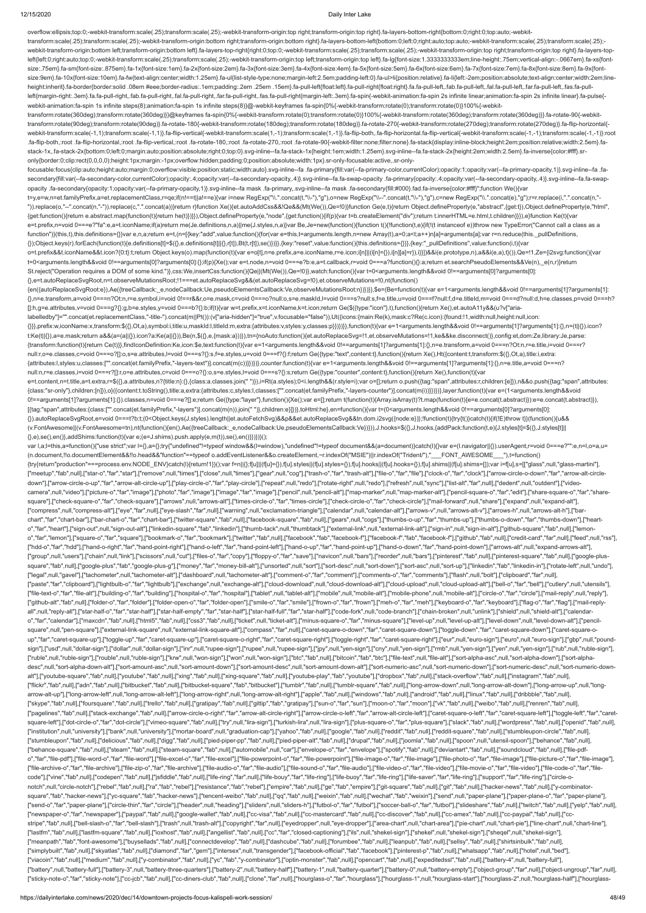```
overflow:ellipsis;top:0;-webkit-transform:scale(.25);transform:scale(.25);-webkit-transform-origin:top right;transform-origin:top right}.fa-layers-bottom-right{bottom:0;right:0;top:auto;-webkit-
transform:scale(.25);transform:scale(.25);-webkit-transform-origin:bottom right;transform-origin:bottom right}.fa-layers-bottom-left{bottom:0;left:0;right:auto;top:auto;-webkit-transform:scale(.25);transform:scale(.25);-
webkit-transform-origin:bottom left;transform-origin:bottom left}.fa-layers-top-right{right:0;top:0;-webkit-transform:scale(.25);transform:scale(.25);-webkit-transform-origin:top right;transform-origin:top right}.fa-layers-top-
left{left:0;right:auto;top:0;-webkit-transform:scale(.25);transform:scale(.25);-webkit-transform-origin:top left;transform-origin:top left}.fa-lg{font-size:1.3333333333em;line-height:.75em;vertical-align:-.0667em}.fa-xs{font-
size:.75em}.fa-sm{font-size:.875em}.fa-1x{font-size:1em}.fa-2x{font-size:2em}.fa-3x{font-size:3em}.fa-4x{font-size:4em}.fa-5x{font-size:5em}.fa-6x{font-size:6em}.fa-7x{font-size:7em}.fa-8x{font-size:8em}.fa-9x{font-
size:9em}.fa-10x{font-size:10em}.fa-fw{text-align:center;width:1.25em}.fa-ul{list-style-type:none;margin-left:2.5em;padding-left:0}.fa-ul>li{position:relative}.fa-li{left:-2em;position:absolute;text-align:center;width:2em;line-
height:inherit}.fa-border{border:solid .08em #eee;border-radius:.1em;padding:.2em .25em .15em}.fa-pull-left{float:left}.fa-pull-right{float:right}.fa.fa-pull-left,.fab.fa-pull-left,.fal.fa-pull-left,.far.fa-pull-left,.fas.fa-pull-
left{margin-right:.3em}.fa.fa-pull-right,.fab.fa-pull-right,.fal.fa-pull-right,.far.fa-pull-right,.fas.fa-pull-right{margin-left:.3em}.fa-spin{-webkit-animation:fa-spin 2s infinite linear;animation:fa-spin 2s infinite linear}.fa-pulse{-
webkit-animation:fa-spin 1s infinite steps(8);animation:fa-spin 1s infinite steps(8)}@-webkit-keyframes fa-spin{0%{-webkit-transform:rotate(0);transform:rotate(0)}100%{-webkit-
transform:rotate(360deg);transform:rotate(360deg)}}@keyframes fa-spin{0%{-webkit-transform:rotate(0);transform:rotate(0)}100%{-webkit-transform:rotate(360deg);transform:rotate(360deg)}}.fa-rotate-90{-webkit-
transform:rotate(90deg);transform:rotate(90deg)}.fa-rotate-180{-webkit-transform:rotate(180deg);transform:rotate(180deg)}.fa-rotate-270{-webkit-transform:rotate(270deg);transform:rotate(270deg)}.fa-flip-horizontal{-
webkit-transform:scale(-1,1);transform:scale(-1,1)}.fa-flip-vertical{-webkit-transform:scale(1,-1);transform:scale(1,-1)}.fa-flip-both,.fa-flip-horizontal.fa-flip-vertical{-webkit-transform:scale(-1,-1);transform:scale(-1,-1)}:root
.fa-flip-both,:root .fa-flip-horizontal,:root .fa-flip-vertical,:root .fa-rotate-180,:root .fa-rotate-270,:root .fa-rotate-90{-webkit-filter:none;filter:none}.fa-stack{display:inline-block;height:2em;position:relative;width:2.5em}.fa-
stack-1x,.fa-stack-2x{bottom:0;left:0;margin:auto;position:absolute;right:0;top:0}.svg-inline--fa.fa-stack-1x{height:1em;width:1.25em}.svg-inline--fa.fa-stack-2x{height:2em;width:2.5em}.fa-inverse{color:#fff}.sr-
only{border:0;clip:rect(0,0,0,0);height:1px;margin:-1px;overflow:hidden;padding:0;position:absolute;width:1px}.sr-only-focusable:active,.sr-only-
focusable:focus{clip:auto;height:auto;margin:0;overflow:visible;position:static;width:auto}.svg-inline--fa .fa-primary{fill:var(--fa-primary-color,currentColor);opacity:1;opacity:var(--fa-primary-opacity,1)}.svg-inline--fa .fa-
secondary{fill:var(--fa-secondary-color,currentColor);opacity:.4;opacity:var(--fa-secondary-opacity,.4)}.svg-inline--fa.fa-swap-opacity .fa-primary{opacity:.4;opacity:var(--fa-secondary-opacity,.4)}.svg-inline--fa.fa-swap-
opacity .fa-secondary{opacity:1;opacity:var(--fa-primary-opacity,1)}.svg-inline--fa mask .fa-primary,.svg-inline--fa mask .fa-secondary{fill:#000}.fad.fa-inverse{color:#fff}";function We(){var
t=y,e=w,n=et.familyPrefix,a=et.replacementClass,r=qe;if(n!==t||a!==e){var i=new RegExp("\\.".concat(t,"\\-"),"g"),o=new RegExp("\\--".concat(t,"\\-"),"g"),c=new RegExp("\\.".concat(e),"g");r=r.replace(i,".".concat(n,"-
")).replace(o,"--".concat(n,"-")).replace(c,".".concat(a))}return r}function Xe(){et.autoAddCss&&!Qe&&(Mt(We()),Qe=!0)}function Ge(e,t){return Object.defineProperty(e,"abstract",{get:t}),Object.defineProperty(e,"html",
{get:function(){return e.abstract.map(function(t){return he(t)})}}),Object.defineProperty(e,"node",{get:function(){if(p){var t=b.createElement("div");return t.innerHTML=e.html,t.children}}}),e}function Ke(t){var
e=t.prefix,n=void 0===e?"fa":e,a=t.iconName;if(a)return me(Je.definitions,n,a)||me(J.styles,n,a)}var Be,Je=new(function(){function t(){!function(t,e){if(!(t instanceof e))throw new TypeError("Cannot call a class as a
function")}(this,t),this.definitions={}}var e,n,a;return e=t,(n=[{key:"add",value:function(){for(var e=this,t=arguments.length,n=new Array(t),a=0;a<t;a++)n[a]=arguments[a];var r=n.reduce(this._pullDefinitions,
{});Object.keys(r).forEach(function(t){e.definitions[t]=$({},e.definitions[t]||{},r[t]),Bt(t,r[t]),se()})}},{key:"reset",value:function(){this.definitions={}}},{key:"_pullDefinitions",value:function(i,t){var
o=t.prefix&&t.iconName&&t.icon?{0:t}:t;return Object.keys(o).map(function(t){var e=o[t],n=e.prefix,a=e.iconName,r=e.icon;i[n]||(i[n]={}),i[n][a]=r}),i}}])&&i(e.prototype,n),a&&i(e,a),t}()),Qe=!1,Ze={i2svg:function(){var
t=0<arguments.length&&void 0!==arguments[0]?arguments[0]:{};if(p){Xe();var e=t.node,n=void 0===e?b:e,a=t.callback,r=void 0===a?function(){}:a;return et.searchPseudoElements&&Ve(n),_e(n,r)}return
St.reject("Operation requires a DOM of some kind.")},css:We,insertCss:function(){Qe||(Mt(We()),Qe=!0)},watch:function(){var t=0<arguments.length&&void 0!==arguments[0]?arguments[0]:
{},e=t.autoReplaceSvgRoot,n=t.observeMutationsRoot;!1===et.autoReplaceSvg&&(et.autoReplaceSvg=!0),et.observeMutations=!0,nt(function()
{en({autoReplaceSvgRoot:e}),Ae({treeCallback:_e,nodeCallback:Ue,pseudoElementsCallback:Ve,observeMutationsRoot:n})})}},$e=(Be=function(t){var e=1<arguments.length&&void 0!==arguments[1]?arguments[1]:
{},n=e.transform,a=void 0===n?Ot:n,r=e.symbol,i=void 0!==r&&r,o=e.mask,c=void 0===o?null:o,s=e.maskId,l=void 0===s?null:s,f=e.title,u=void 0===f?null:f,d=e.titleId,m=void 0===d?null:d,h=e.classes,p=void 0===h?
[]:h,g=e.attributes,v=void 0===g?{}:g,b=e.styles,y=void 0===b?{}:b;if(t){var w=t.prefix,x=t.iconName,k=t.icon;return Ge($({type:"icon"},t),function(){return Xe(),et.autoA11y&&(u?v["aria-
labelledby"]="".concat(et.replacementClass,"-title-").concat(m||Pt()):(v["aria-hidden"]="true",v.focusable="false")),Ut({icons:{main:Re(k),mask:c?Re(c.icon):{found:!1,width:null,height:null,icon:
{}}},prefix:w,iconName:x,transform:$({},Ot,a),symbol:i,title:u,maskId:l,titleId:m,extra:{attributes:v,styles:y,classes:p}})})}},function(t){var e=1<arguments.length&&void 0!==arguments[1]?arguments[1]:{},n=(t||{}).icon?
t:Ke(t||{}),a=e.mask;return a&&(a=(a||{}).icon?a:Ke(a||{})),Be(n,$({},e,{mask:a}))}),tn={noAuto:function(){et.autoReplaceSvg=!1,et.observeMutations=!1,ke&&ke.disconnect()},config:et,dom:Ze,library:Je,parse:
{transform:function(t){return Ce(t)}},findIconDefinition:Ke,icon:$e,text:function(t){var e=1<arguments.length&&void 0!==arguments[1]?arguments[1]:{},n=e.transform,a=void 0===n?Ot:n,r=e.title,i=void 0===r?
null:r,o=e.classes,c=void 0===o?[]:o,s=e.attributes,l=void 0===s?{}:s,f=e.styles,u=void 0===f?{}:f;return Ge({type:"text",content:t},function(){return Xe(),Ht({content:t,transform:$({},Ot,a),title:i,extra:
{attributes:l,styles:u,classes:["".concat(et.familyPrefix,"-layers-text")].concat(m(c))}})})},counter:function(t){var e=1<arguments.length&&void 0!==arguments[1]?arguments[1]:{},n=e.title,a=void 0===n?
null:n,r=e.classes,i=void 0===r?[]:r,o=e.attributes,c=void 0===o?{}:o,s=e.styles,l=void 0===s?{}:s;return Ge({type:"counter",content:t},function(){return Xe(),function(t){var
e=t.content,n=t.title,a=t.extra,r=$({},a.attributes,n?{title:n}:{},{class:a.classes.join(" ")}),i=Rt(a.styles);0<i.length&&(r.style=i);var o=[];return o.push({tag:"span",attributes:r,children:[e]}),n&&o.push({tag:"span",attributes:
{class:"sr-only"},children:[n]}),o}({content:t.toString(),title:a,extra:{attributes:c,styles:l,classes:["".concat(et.familyPrefix,"-layers-counter")].concat(m(i))}})})},layer:function(t){var e=(1<arguments.length&&void
0!==arguments[1]?arguments[1]:{}).classes,n=void 0===e?[]:e;return Ge({type:"layer"},function(){Xe();var e=[];return t(function(t){Array.isArray(t)?t.map(function(t){e=e.concat(t.abstract)}):e=e.concat(t.abstract)}),
[{tag:"span",attributes:{class:["".concat(et.familyPrefix,"-layers")].concat(m(n)).join(" ")},children:e}]})},toHtml:he},en=function(){var t=(0<arguments.length&&void 0!==arguments[0]?arguments[0]:
{}).autoReplaceSvgRoot,e=void 0===t?b:t;(0<Object.keys(J.styles).length||et.autoFetchSvg)&&p&&et.autoReplaceSvg&&tn.dom.i2svg({node:e})};!function(t){try{t()}catch(t){if(!E)throw t}}(function(){u&&
(v.FontAwesome||(v.FontAwesome=tn),nt(function(){en(),Ae({treeCallback:_e,nodeCallback:Ue,pseudoElementsCallback:Ve})})),J.hooks=$({},J.hooks,{addPack:function(t,e){J.styles[t]=$({},J.styles[t]||
{},e),se(),en()},addShims:function(t){var e;(e=J.shims).push.apply(e,m(t)),se(),en()}})})}();
var l,a;l=this,a=function(){"use strict";var l={},a={};try{"undefined"!=typeof window&&(l=window),"undefined"!=typeof document&&(a=document)}catch(l){}var e=(l.navigator||{}).userAgent,r=void 0===e?"":e,n=l,o=a,u=
(n.document,!!o.documentElement&&!!o.head&&"function"==typeof o.addEventListener&&o.createElement,~r.indexOf("MSIE")||r.indexOf("Trident/"),"___FONT_AWESOME___"),t=function()
{try{return"production"===process.env.NODE_ENV}catch(l){return!1}}();var f=n||{};f[u]||(f[u]={}),f[u].styles||(f[u].styles={}),f[u].hooks||(f[u].hooks={}),f[u].shims||(f[u].shims=[]);var i=f[u],s=[["glass",null,"glass-martini"],
["meetup","fab",null],["star-o","far","star"],["remove",null,"times"],["close",null,"times"],["gear",null,"cog"],["trash-o","far","trash-alt"],["file-o","far","file"],["clock-o","far","clock"],["arrow-circle-o-down","far","arrow-alt-circle-
down"],["arrow-circle-o-up","far","arrow-alt-circle-up"],["play-circle-o","far","play-circle"],["repeat",null,"redo"],["rotate-right",null,"redo"],["refresh",null,"sync"],["list-alt","far",null],["dedent",null,"outdent"],["video-
camera",null,"video"],["picture-o","far","image"],["photo","far","image"],["image","far","image"],["pencil",null,"pencil-alt"],["map-marker",null,"map-marker-alt"],["pencil-square-o","far","edit"],["share-square-o","far","share-
square"],["check-square-o","far","check-square"],["arrows",null,"arrows-alt"],["times-circle-o","far","times-circle"],["check-circle-o","far","check-circle"],["mail-forward",null,"share"],["expand",null,"expand-alt"],
["compress",null,"compress-alt"],["eye","far",null],["eye-slash","far",null],["warning",null,"exclamation-triangle"],["calendar",null,"calendar-alt"],["arrows-v",null,"arrows-alt-v"],["arrows-h",null,"arrows-alt-h"],["bar-
chart","far","chart-bar"],["bar-chart-o","far","chart-bar"],["twitter-square","fab",null],["facebook-square","fab",null],["gears",null,"cogs"],["thumbs-o-up","far","thumbs-up"],["thumbs-o-down","far","thumbs-down"],["heart-
o","far","heart"],["sign-out",null,"sign-out-alt"],["linkedin-square","fab","linkedin"],["thumb-tack",null,"thumbtack"],["external-link",null,"external-link-alt"],["sign-in",null,"sign-in-alt"],["github-square","fab",null],["lemon-
o","far","lemon"],["square-o","far","square"],["bookmark-o","far","bookmark"],["twitter","fab",null],["facebook","fab","facebook-f"],["facebook-f","fab","facebook-f"],["github","fab",null],["credit-card","far",null],["feed",null,"rss"],
["hdd-o","far","hdd"],["hand-o-right","far","hand-point-right"],["hand-o-left","far","hand-point-left"],["hand-o-up","far","hand-point-up"],["hand-o-down","far","hand-point-down"],["arrows-alt",null,"expand-arrows-alt"],
["group",null,"users"],["chain",null,"link"],["scissors",null,"cut"],["files-o","far","copy"],["floppy-o","far","save"],["navicon",null,"bars"],["reorder",null,"bars"],["pinterest","fab",null],["pinterest-square","fab",null],["google-plus-
square","fab",null],["google-plus","fab","google-plus-g"],["money","far","money-bill-alt"],["unsorted",null,"sort"],["sort-desc",null,"sort-down"],["sort-asc",null,"sort-up"],["linkedin","fab","linkedin-in"],["rotate-left",null,"undo"],
["legal",null,"gavel"],["tachometer",null,"tachometer-alt"],["dashboard",null,"tachometer-alt"],["comment-o","far","comment"],["comments-o","far","comments"],["flash",null,"bolt"],["clipboard","far",null],
["paste","far","clipboard"],["lightbulb-o","far","lightbulb"],["exchange",null,"exchange-alt"],["cloud-download",null,"cloud-download-alt"],["cloud-upload",null,"cloud-upload-alt"],["bell-o","far","bell"],["cutlery",null,"utensils"],
["file-text-o","far","file-alt"],["building-o","far","building"],["hospital-o","far","hospital"],["tablet",null,"tablet-alt"],["mobile",null,"mobile-alt"],["mobile-phone",null,"mobile-alt"],["circle-o","far","circle"],["mail-reply",null,"reply"],
["github-alt","fab",null],["folder-o","far","folder"],["folder-open-o","far","folder-open"],["smile-o","far","smile"],["frown-o","far","frown"],["meh-o","far","meh"],["keyboard-o","far","keyboard"],["flag-o","far","flag"],["mail-reply-
all",null,"reply-all"],["star-half-o","far","star-half"],["star-half-empty","far","star-half"],["star-half-full","far","star-half"],["code-fork",null,"code-branch"],["chain-broken",null,"unlink"],["shield",null,"shield-alt"],["calendar-
o","far","calendar"],["maxcdn","fab",null],["html5","fab",null],["css3","fab",null],["ticket",null,"ticket-alt"],["minus-square-o","far","minus-square"],["level-up",null,"level-up-alt"],["level-down",null,"level-down-alt"],["pencil-
square",null,"pen-square"],["external-link-square",null,"external-link-square-alt"],["compass","far",null],["caret-square-o-down","far","caret-square-down"],["toggle-down","far","caret-square-down"],["caret-square-o-
up","far","caret-square-up"],["toggle-up","far","caret-square-up"],["caret-square-o-right","far","caret-square-right"],["toggle-right","far","caret-square-right"],["eur",null,"euro-sign"],["euro",null,"euro-sign"],["gbp",null,"pound-
sign"],["usd",null,"dollar-sign"],["dollar",null,"dollar-sign"],["inr",null,"rupee-sign"],["rupee",null,"rupee-sign"],["jpy",null,"yen-sign"],["cny",null,"yen-sign"],["rmb",null,"yen-sign"],["yen",null,"yen-sign"],["rub",null,"ruble-sign"],
["ruble",null,"ruble-sign"],["rouble",null,"ruble-sign"],["krw",null,"won-sign"],["won",null,"won-sign"],["btc","fab",null],["bitcoin","fab","btc"],["file-text",null,"file-alt"],["sort-alpha-asc",null,"sort-alpha-down"],["sort-alpha-
desc",null,"sort-alpha-down-alt"],["sort-amount-asc",null,"sort-amount-down"],["sort-amount-desc",null,"sort-amount-down-alt"],["sort-numeric-asc",null,"sort-numeric-down"],["sort-numeric-desc",null,"sort-numeric-down-
alt"],["youtube-square","fab",null],["youtube","fab",null],["xing","fab",null],["xing-square","fab",null],["youtube-play","fab","youtube"],["dropbox","fab",null],["stack-overflow","fab",null],["instagram","fab",null],
["flickr","fab",null],["adn","fab",null],["bitbucket","fab",null],["bitbucket-square","fab","bitbucket"],["tumblr","fab",null],["tumblr-square","fab",null],["long-arrow-down",null,"long-arrow-alt-down"],["long-arrow-up",null,"long-
arrow-alt-up"],["long-arrow-left",null,"long-arrow-alt-left"],["long-arrow-right",null,"long-arrow-alt-right"],["apple","fab",null],["windows","fab",null],["android","fab",null],["linux","fab",null],["dribbble","fab",null],
["skype","fab",null],["foursquare","fab",null],["trello","fab",null],["gratipay","fab",null],["gittip","fab","gratipay"],["sun-o","far","sun"],["moon-o","far","moon"],["vk","fab",null],["weibo","fab",null],["renren","fab",null],
["pagelines","fab",null],["stack-exchange","fab",null],["arrow-circle-o-right","far","arrow-alt-circle-right"],["arrow-circle-o-left","far","arrow-alt-circle-left"],["caret-square-o-left","far","caret-square-left"],["toggle-left","far","caret-
square-left"],["dot-circle-o","far","dot-circle"],["vimeo-square","fab",null],["try",null,"lira-sign"],["turkish-lira",null,"lira-sign"],["plus-square-o","far","plus-square"],["slack","fab",null],["wordpress","fab",null],["openid","fab",null],
["institution",null,"university"],["bank",null,"university"],["mortar-board",null,"graduation-cap"],["yahoo","fab",null],["google","fab",null],["reddit","fab",null],["reddit-square","fab",null],["stumbleupon-circle","fab",null],
["stumbleupon","fab",null],["delicious","fab",null],["digg","fab",null],["pied-piper-pp","fab",null],["pied-piper-alt","fab",null],["drupal","fab",null],["joomla","fab",null],["spoon",null,"utensil-spoon"],["behance","fab",null],
["behance-square","fab",null],["steam","fab",null],["steam-square","fab",null],["automobile",null,"car"],["envelope-o","far","envelope"],["spotify","fab",null],["deviantart","fab",null],["soundcloud","fab",null],["file-pdf-
o","far","file-pdf"],["file-word-o","far","file-word"],["file-excel-o","far","file-excel"],["file-powerpoint-o","far","file-powerpoint"],["file-image-o","far","file-image"],["file-photo-o","far","file-image"],["file-picture-o","far","file-image"],
["file-archive-o","far","file-archive"],["file-zip-o","far","file-archive"],["file-audio-o","far","file-audio"],["file-sound-o","far","file-audio"],["file-video-o","far","file-video"],["file-movie-o","far","file-video"],["file-code-o","far","file-
code"],["vine","fab",null],["codepen","fab",null],["jsfiddle","fab",null],["life-ring","far",null],["life-bouy","far","life-ring"],["life-buoy","far","life-ring"],["life-saver","far","life-ring"],["support","far","life-ring"],["circle-o-
notch",null,"circle-notch"],["rebel","fab",null],["ra","fab","rebel"],["resistance","fab","rebel"],["empire","fab",null],["ge","fab","empire"],["git-square","fab",null],["git","fab",null],["hacker-news","fab",null],["y-combinator-
square","fab","hacker-news"],["yc-square","fab","hacker-news"],["tencent-weibo","fab",null],["qq","fab",null],["weixin","fab",null],["wechat","fab","weixin"],["send",null,"paper-plane"],["paper-plane-o","far","paper-plane"],
["send-o","far","paper-plane"],["circle-thin","far","circle"],["header",null,"heading"],["sliders",null,"sliders-h"],["futbol-o","far","futbol"],["soccer-ball-o","far","futbol"],["slideshare","fab",null],["twitch","fab",null],["yelp","fab",null],
["newspaper-o","far","newspaper"],["paypal","fab",null],["google-wallet","fab",null],["cc-visa","fab",null],["cc-mastercard","fab",null],["cc-discover","fab",null],["cc-amex","fab",null],["cc-paypal","fab",null],["cc-
stripe","fab",null],["bell-slash-o","far","bell-slash"],["trash",null,"trash-alt"],["copyright","far",null],["eyedropper",null,"eye-dropper"],["area-chart",null,"chart-area"],["pie-chart",null,"chart-pie"],["line-chart",null,"chart-line"],
["lastfm","fab",null],["lastfm-square","fab",null],["ioxhost","fab",null],["angellist","fab",null],["cc","far","closed-captioning"],["ils",null,"shekel-sign"],["shekel",null,"shekel-sign"],["sheqel",null,"shekel-sign"],
["meanpath","fab","font-awesome"],["buysellads","fab",null],["connectdevelop","fab",null],["dashcube","fab",null],["forumbee","fab",null],["leanpub","fab",null],["sellsy","fab",null],["shirtsinbulk","fab",null],
["simplybuilt","fab",null],["skyatlas","fab",null],["diamond","far","gem"],["intersex",null,"transgender"],["facebook-official","fab","facebook"],["pinterest-p","fab",null],["whatsapp","fab",null],["hotel",null,"bed"],
["viacoin","fab",null],["medium","fab",null],["y-combinator","fab",null],["yc","fab","y-combinator"],["optin-monster","fab",null],["opencart","fab",null],["expeditedssl","fab",null],["battery-4",null,"battery-full"],
["battery",null,"battery-full"],["battery-3",null,"battery-three-quarters"],["battery-2",null,"battery-half"],["battery-1",null,"battery-quarter"],["battery-0",null,"battery-empty"],["object-group","far",null],["object-ungroup","far",null],
["sticky-note-o","far","sticky-note"],["cc-jcb","fab",null],["cc-diners-club","fab",null],["clone","far",null],["hourglass-o","far","hourglass"],["hourglass-1",null,"hourglass-start"],["hourglass-2",null,"hourglass-half"],["hourglass-
```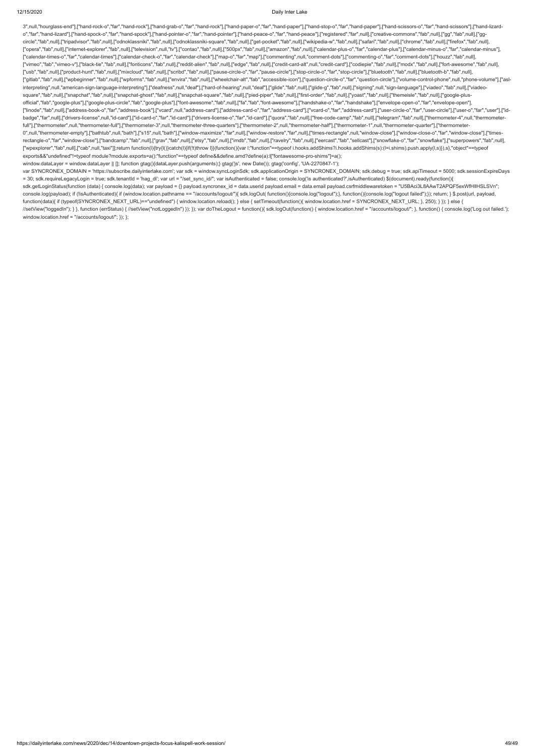3",null,"hourglass-end"],["hand-rock-o","far","hand-rock"],["hand-grab-o","far","hand-rock"],["hand-paper-o","far","hand-paper"],["hand-stop-o","far","hand-paper"],["hand-scissors-o","far","hand-scissors"],["hand-lizard-o","far","hand-lizard"],["hand-spock-o","far","hand-spock"],["hand-pointer-o","far","hand-pointer"],["hand-peace-o","far","hand-peace"],["registered","far",null],["creative-commons","fab",null],["gg","fab",null],["gg-circle","fab",null],["tripadvisor","fab",null],["odnoklassniki","fab",null],["odnoklassniki-square","fab",null],["get-pocket","fab",null],["wikipedia-w","fab",null],["safari","fab",null],["chrome","fab",null],["firefox","fab",null],["opera","fab",null],["internet-explorer","fab",null],["television",null,"tv"],["contao","fab",null],["500px","fab",null],["amazon","fab",null],["calendar-plus-o","far","calendar-plus"],["calendar-minus-o","far","calendar-minus"],["calendar-times-o","far","calendar-times"],["calendar-check-o","far","calendar-check"],["map-o","far","map"],["commenting",null,"comment-dots"],["commenting-o","far","comment-dots"],["houzz","fab",null],["vimeo","fab","vimeo-v"],["black-tie","fab",null],["fonticons","fab",null],["reddit-alien","fab",null],["edge","fab",null],["credit-card-alt",null,"credit-card"],["codiepie","fab",null],["modx","fab",null],["fort-awesome","fab",null],["usb","fab",null],["product-hunt","fab",null],["mixcloud","fab",null],["scribd","fab",null],["pause-circle-o","far","pause-circle"],["stop-circle-o","far","stop-circle"],["bluetooth","fab",null],["bluetooth-b","fab",null],["gitlab","fab",null],["wpbeginner","fab",null],["wpforms","fab",null],["envira","fab",null],["wheelchair-alt","fab","accessible-icon"],["question-circle-o","far","question-circle"],["volume-control-phone",null,"phone-volume"],["asl-interpreting",null,"american-sign-language-interpreting"],["deafness",null,"deaf"],["hard-of-hearing",null,"deaf"],["glide","fab",null],["glide-g","fab",null],["signing",null,"sign-language"],["viadeo","fab",null],["viadeo-square","fab",null],["snapchat","fab",null],["snapchat-ghost","fab",null],["snapchat-square","fab",null],["pied-piper","fab",null],["first-order","fab",null],["yoast","fab",null],["themeisle","fab",null],["google-plus-official","fab","google-plus"],["google-plus-circle","fab","google-plus"],["font-awesome","fab",null],["fa","fab","font-awesome"],["handshake-o","far","handshake"],["envelope-open-o","far","envelope-open"],["linode","fab",null],["address-book-o","far","address-book"],["vcard",null,"address-card"],["address-card-o","far","address-card"],["vcard-o","far","address-card"],["user-circle-o","far","user-circle"],["user-o","far","user"],["id-badge","far",null],["drivers-license",null,"id-card"],["id-card-o","far","id-card"],["drivers-license-o","far","id-card"],["quora","fab",null],["free-code-camp","fab",null],["telegram","fab",null],["thermometer-4",null,"thermometer-full"],["thermometer",null,"thermometer-full"],["thermometer-3",null,"thermometer-three-quarters"],["thermometer-2",null,"thermometer-half"],["thermometer-1",null,"thermometer-quarter"],["thermometer-0",null,"thermometer-empty"],["bathtub",null,"bath"],["s15",null,"bath"],["window-maximize","far",null],["window-restore","far",null],["times-rectangle",null,"window-close"],["window-close-o","far","window-close"],["times-rectangle-o","far","window-close"],["bandcamp","fab",null],["grav","fab",null],["etsy","fab",null],["imdb","fab",null],["ravelry","fab",null],["eercast","fab","sellcast"],["snowflake-o","far","snowflake"],["superpowers","fab",null],["wpexplorer","fab",null],["cab",null,"taxi"]];return function(l){try{l()}catch(l){if(!t)throw l}}(function(){var l;"function"==typeof i.hooks.addShims?i.hooks.addShims(s):(l=i.shims).push.apply(l,s)}),s},"object"==typeof exports&&"undefined"!=typeof module?module.exports=a():"function"==typeof define&&define.amd?define(a):l["fontawesome-pro-shims"]=a();

window.dataLayer = window.dataLayer || []; function gtag(){dataLayer.push(arguments);} gtag('js', new Date()); gtag('config', 'UA-2270847-1');

var SYNCRONEX_DOMAIN = 'https://subscribe.dailyinterlake.com'; var sdk = window.syncLoginSdk; sdk.applicationOrigin = SYNCRONEX_DOMAIN; sdk.debug = true; sdk.apiTimeout = 5000; sdk.sessionExpireDays = 30; sdk.requireLegacyLogin = true; sdk.tenantId = 'hag_di'; var url = "/set_sync_id/"; var isAuthenticated = false; console.log('is authenticated?',isAuthenticated) $(document).ready(function(){ sdk.getLoginStatus(function (data) { console.log(data); var payload = {} payload.syncronex_id = data.userid payload.email = data.email payload.csrfmiddlewaretoken = "U5BAci3L8AAwT2APQF5exWfHIlHSLSVn"; console.log(payload); if (!isAuthenticated){ if (window.location.pathname == "/accounts/logout/"){ sdk.logOut( function(){console.log("logout");}, function(){console.log("logout failed");}); return; } $.post(url, payload, function(data){ if (typeof(SYNCRONEX_NEXT_URL)=="undefined") { window.location.reload(); } else { setTimeout(function(){ window.location.href = SYNCRONEX_NEXT_URL; }, 250); } }); } else { //setView("loggedIn"); } }, function (errStatus) { //setView("notLoggedIn") }); }); var doTheLogout = function(){ sdk.logOut(function() { window.location.href = "/accounts/logout/"; }, function() { console.log('Log out failed.'); window.location.href = "/accounts/logout/"; }); };